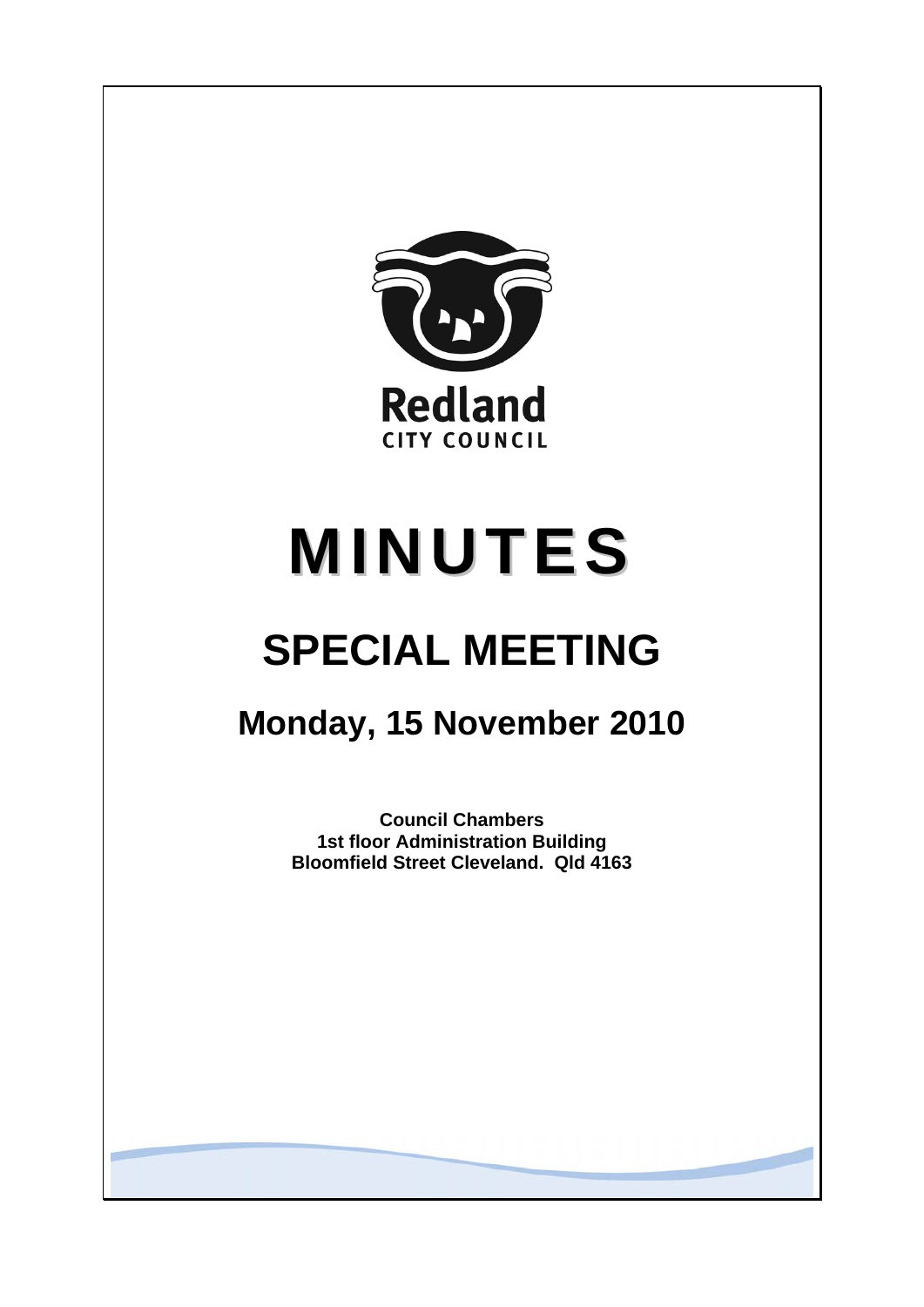Redland
CITY COUNCIL

# MINUTES

# SPECIAL MEETING

## Monday, 15 November 2010

**Council Chambers**
**1st floor Administration Building**
**Bloomfield Street Cleveland. Qld 4163**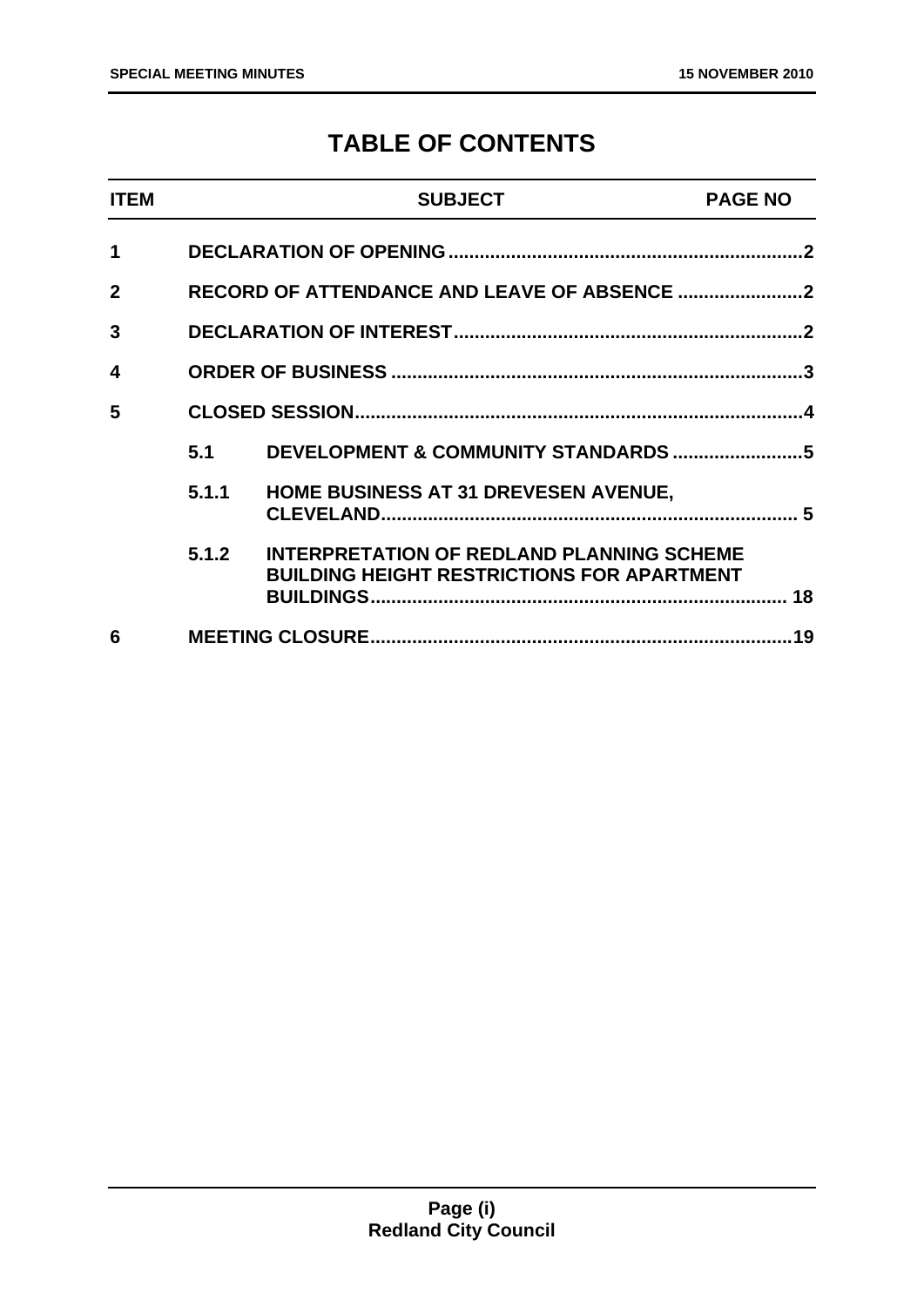# TABLE OF CONTENTS

| ITEM | | SUBJECT | PAGE NO |
|---|---|---|---|
| 1 | | DECLARATION OF OPENING | 2 |
| 2 | | RECORD OF ATTENDANCE AND LEAVE OF ABSENCE | 2 |
| 3 | | DECLARATION OF INTEREST | 2 |
| 4 | | ORDER OF BUSINESS | 3 |
| 5 | | CLOSED SESSION | 4 |
| | 5.1 | DEVELOPMENT & COMMUNITY STANDARDS | 5 |
| | 5.1.1 | HOME BUSINESS AT 31 DREVESEN AVENUE, CLEVELAND | 5 |
| | 5.1.2 | INTERPRETATION OF REDLAND PLANNING SCHEME BUILDING HEIGHT RESTRICTIONS FOR APARTMENT BUILDINGS | 18 |
| 6 | | MEETING CLOSURE | 19 |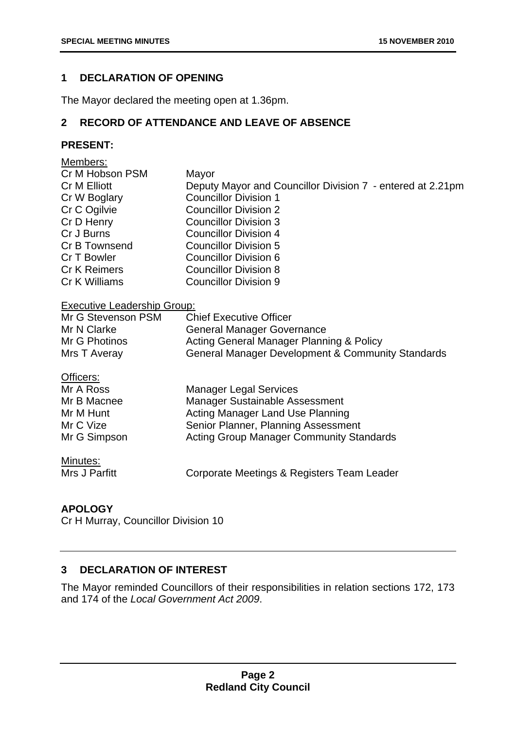## 1 DECLARATION OF OPENING

The Mayor declared the meeting open at 1.36pm.

## 2 RECORD OF ATTENDANCE AND LEAVE OF ABSENCE

**PRESENT:**

Members:

| | |
|---|---|
| Cr M Hobson PSM | Mayor |
| Cr M Elliott | Deputy Mayor and Councillor Division 7 - entered at 2.21pm |
| Cr W Boglary | Councillor Division 1 |
| Cr C Ogilvie | Councillor Division 2 |
| Cr D Henry | Councillor Division 3 |
| Cr J Burns | Councillor Division 4 |
| Cr B Townsend | Councillor Division 5 |
| Cr T Bowler | Councillor Division 6 |
| Cr K Reimers | Councillor Division 8 |
| Cr K Williams | Councillor Division 9 |

Executive Leadership Group:

| | |
|---|---|
| Mr G Stevenson PSM | Chief Executive Officer |
| Mr N Clarke | General Manager Governance |
| Mr G Photinos | Acting General Manager Planning & Policy |
| Mrs T Averay | General Manager Development & Community Standards |

Officers:

| | |
|---|---|
| Mr A Ross | Manager Legal Services |
| Mr B Macnee | Manager Sustainable Assessment |
| Mr M Hunt | Acting Manager Land Use Planning |
| Mr C Vize | Senior Planner, Planning Assessment |
| Mr G Simpson | Acting Group Manager Community Standards |

Minutes:

| | |
|---|---|
| Mrs J Parfitt | Corporate Meetings & Registers Team Leader |

**APOLOGY**

Cr H Murray, Councillor Division 10

## 3 DECLARATION OF INTEREST

The Mayor reminded Councillors of their responsibilities in relation sections 172, 173 and 174 of the *Local Government Act 2009*.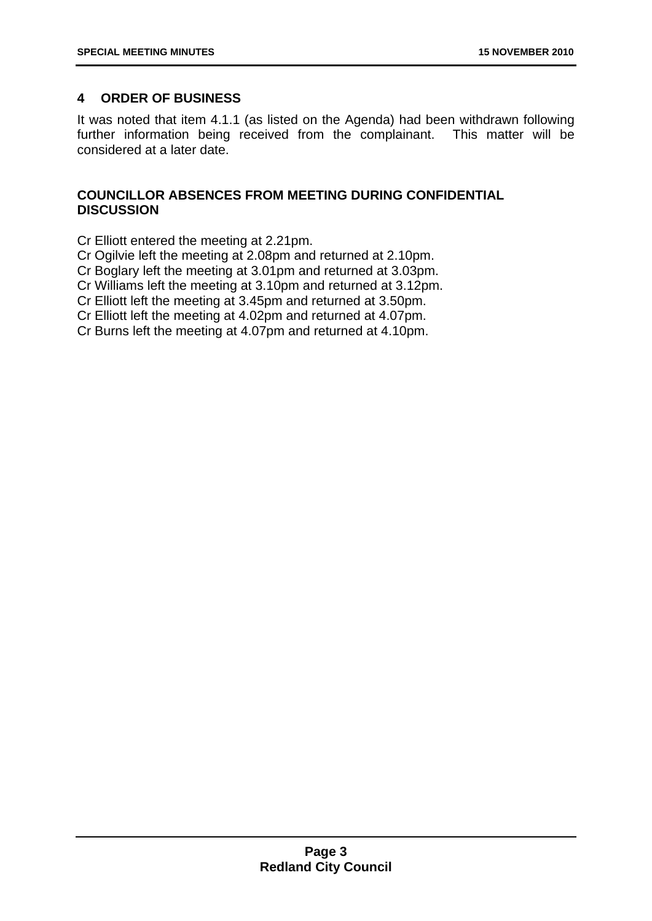## 4 ORDER OF BUSINESS

It was noted that item 4.1.1 (as listed on the Agenda) had been withdrawn following further information being received from the complainant. This matter will be considered at a later date.

### COUNCILLOR ABSENCES FROM MEETING DURING CONFIDENTIAL DISCUSSION

Cr Elliott entered the meeting at 2.21pm.
Cr Ogilvie left the meeting at 2.08pm and returned at 2.10pm.
Cr Boglary left the meeting at 3.01pm and returned at 3.03pm.
Cr Williams left the meeting at 3.10pm and returned at 3.12pm.
Cr Elliott left the meeting at 3.45pm and returned at 3.50pm.
Cr Elliott left the meeting at 4.02pm and returned at 4.07pm.
Cr Burns left the meeting at 4.07pm and returned at 4.10pm.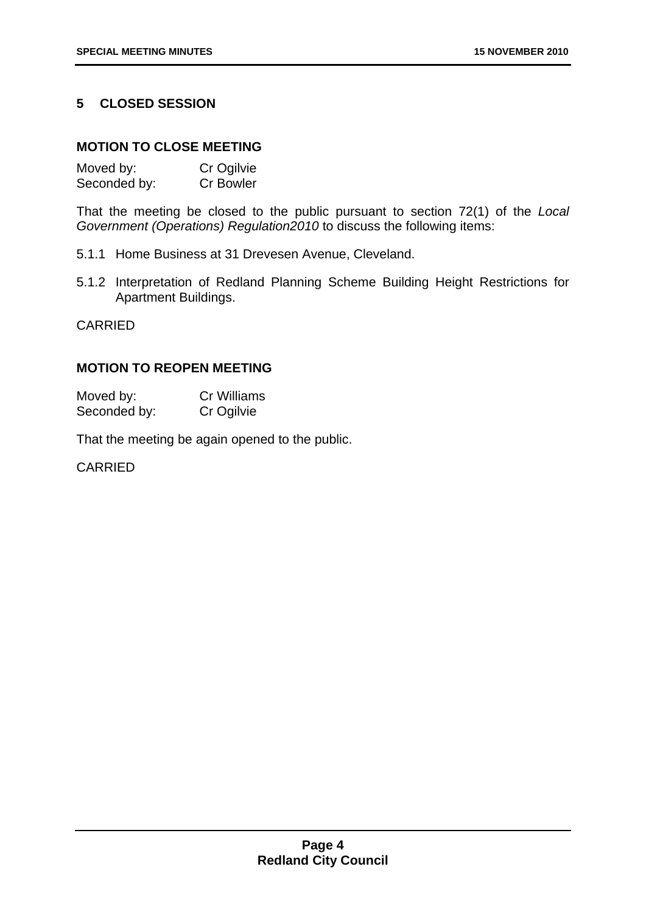## 5 CLOSED SESSION

### MOTION TO CLOSE MEETING

Moved by: Cr Ogilvie
Seconded by: Cr Bowler

That the meeting be closed to the public pursuant to section 72(1) of the *Local Government (Operations) Regulation2010* to discuss the following items:

5.1.1 Home Business at 31 Drevesen Avenue, Cleveland.

5.1.2 Interpretation of Redland Planning Scheme Building Height Restrictions for Apartment Buildings.

CARRIED

### MOTION TO REOPEN MEETING

Moved by: Cr Williams
Seconded by: Cr Ogilvie

That the meeting be again opened to the public.

CARRIED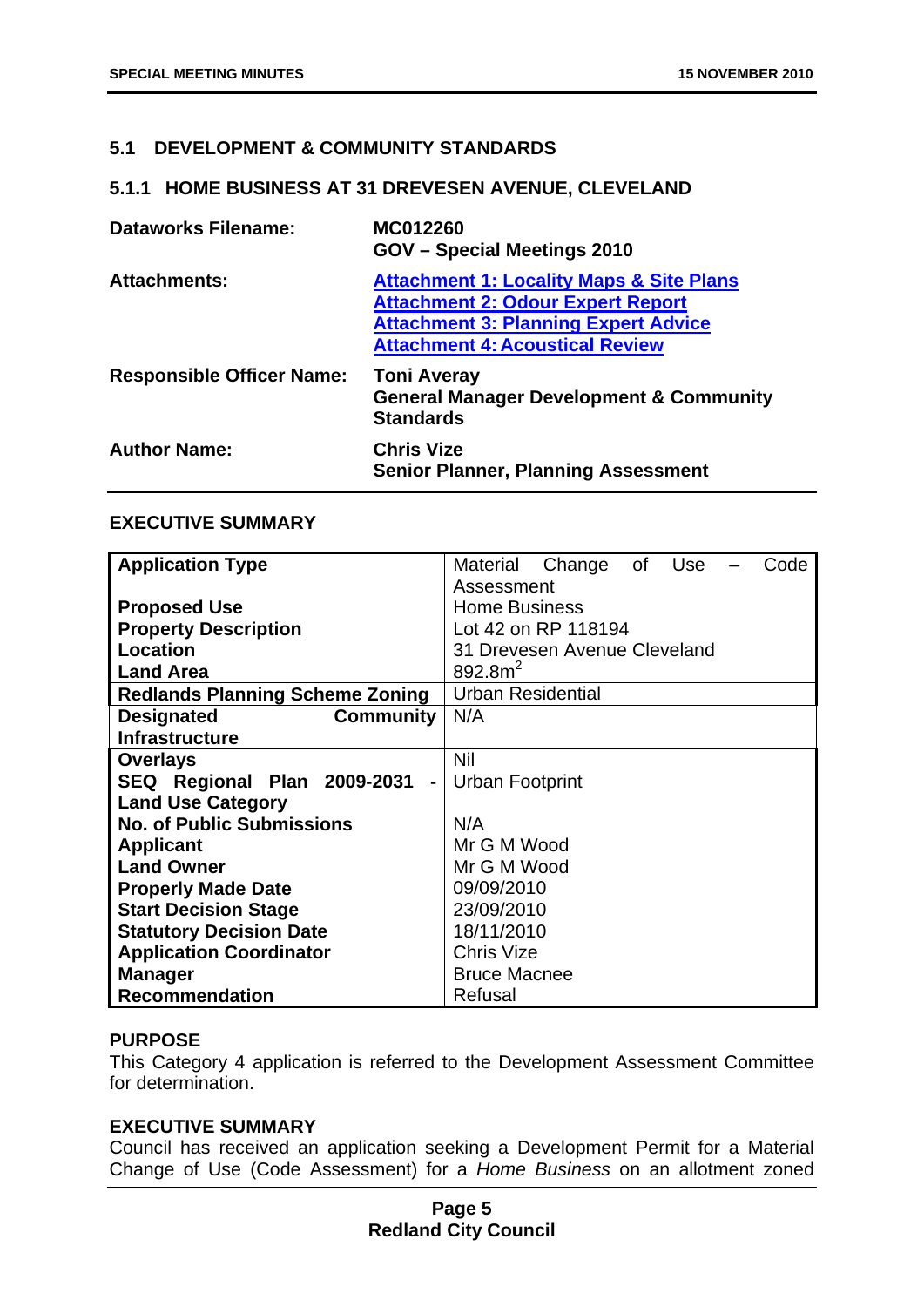## 5.1 DEVELOPMENT & COMMUNITY STANDARDS

### 5.1.1 HOME BUSINESS AT 31 DREVESEN AVENUE, CLEVELAND

| | |
|---|---|
| **Dataworks Filename:** | **MC012260**<br>**GOV – Special Meetings 2010** |
| **Attachments:** | **Attachment 1: Locality Maps & Site Plans**<br>**Attachment 2: Odour Expert Report**<br>**Attachment 3: Planning Expert Advice**<br>**Attachment 4: Acoustical Review** |
| **Responsible Officer Name:** | **Toni Averay**<br>**General Manager Development & Community Standards** |
| **Author Name:** | **Chris Vize**<br>**Senior Planner, Planning Assessment** |

**EXECUTIVE SUMMARY**

| | |
|---|---|
| **Application Type** | Material Change of Use – Code Assessment |
| **Proposed Use** | Home Business |
| **Property Description** | Lot 42 on RP 118194 |
| **Location** | 31 Drevesen Avenue Cleveland |
| **Land Area** | 892.8m$^2$ |
| **Redlands Planning Scheme Zoning** | Urban Residential |
| **Designated Community Infrastructure** | N/A |
| **Overlays** | Nil |
| **SEQ Regional Plan 2009-2031 - Land Use Category** | Urban Footprint |
| **No. of Public Submissions** | N/A |
| **Applicant** | Mr G M Wood |
| **Land Owner** | Mr G M Wood |
| **Properly Made Date** | 09/09/2010 |
| **Start Decision Stage** | 23/09/2010 |
| **Statutory Decision Date** | 18/11/2010 |
| **Application Coordinator** | Chris Vize |
| **Manager** | Bruce Macnee |
| **Recommendation** | Refusal |

**PURPOSE**

This Category 4 application is referred to the Development Assessment Committee for determination.

**EXECUTIVE SUMMARY**

Council has received an application seeking a Development Permit for a Material Change of Use (Code Assessment) for a *Home Business* on an allotment zoned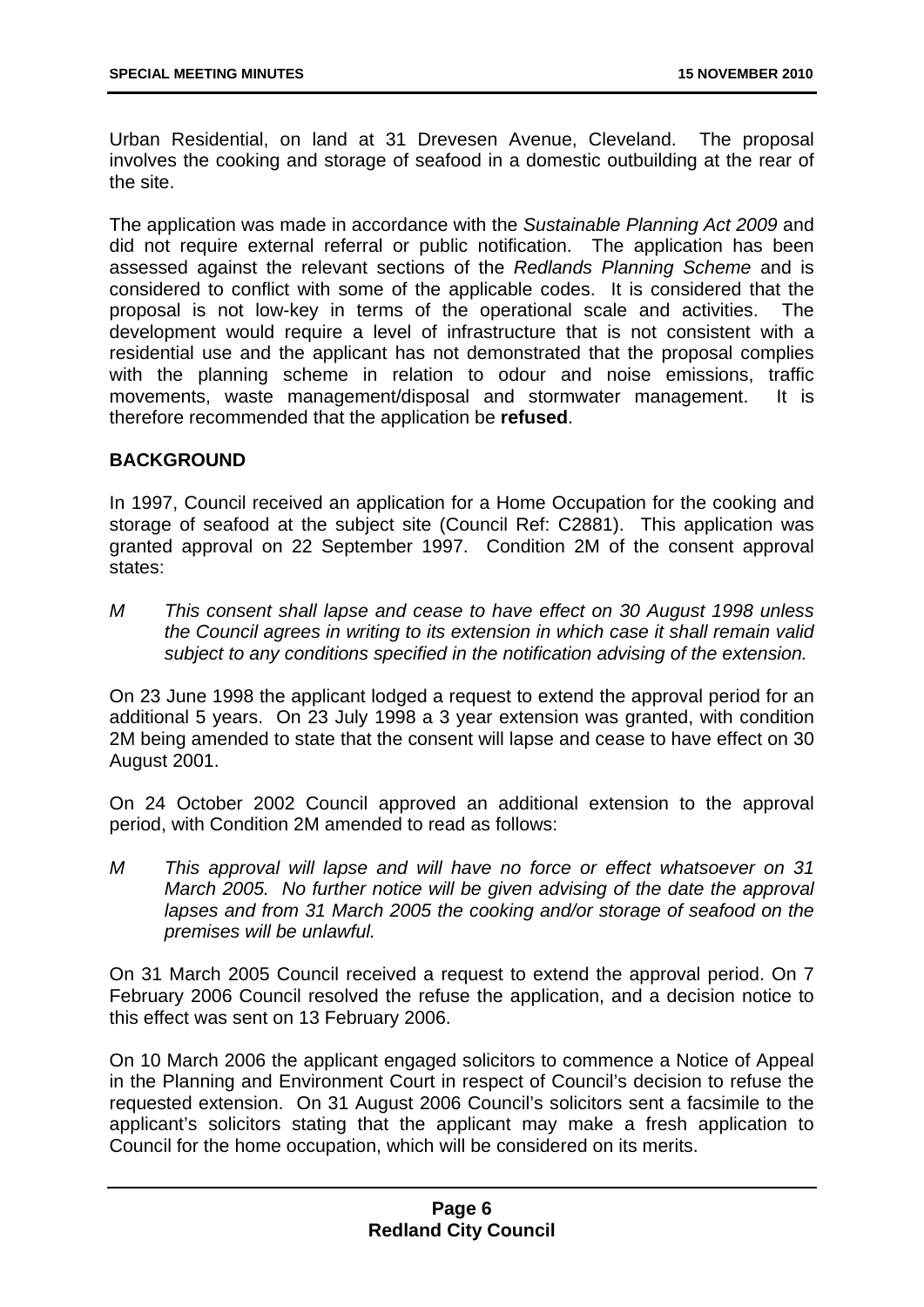Urban Residential, on land at 31 Drevesen Avenue, Cleveland. The proposal involves the cooking and storage of seafood in a domestic outbuilding at the rear of the site.

The application was made in accordance with the *Sustainable Planning Act 2009* and did not require external referral or public notification. The application has been assessed against the relevant sections of the *Redlands Planning Scheme* and is considered to conflict with some of the applicable codes. It is considered that the proposal is not low-key in terms of the operational scale and activities. The development would require a level of infrastructure that is not consistent with a residential use and the applicant has not demonstrated that the proposal complies with the planning scheme in relation to odour and noise emissions, traffic movements, waste management/disposal and stormwater management. It is therefore recommended that the application be **refused**.

## BACKGROUND

In 1997, Council received an application for a Home Occupation for the cooking and storage of seafood at the subject site (Council Ref: C2881). This application was granted approval on 22 September 1997. Condition 2M of the consent approval states:

> *M This consent shall lapse and cease to have effect on 30 August 1998 unless the Council agrees in writing to its extension in which case it shall remain valid subject to any conditions specified in the notification advising of the extension.*

On 23 June 1998 the applicant lodged a request to extend the approval period for an additional 5 years. On 23 July 1998 a 3 year extension was granted, with condition 2M being amended to state that the consent will lapse and cease to have effect on 30 August 2001.

On 24 October 2002 Council approved an additional extension to the approval period, with Condition 2M amended to read as follows:

> *M This approval will lapse and will have no force or effect whatsoever on 31 March 2005. No further notice will be given advising of the date the approval lapses and from 31 March 2005 the cooking and/or storage of seafood on the premises will be unlawful.*

On 31 March 2005 Council received a request to extend the approval period. On 7 February 2006 Council resolved the refuse the application, and a decision notice to this effect was sent on 13 February 2006.

On 10 March 2006 the applicant engaged solicitors to commence a Notice of Appeal in the Planning and Environment Court in respect of Council's decision to refuse the requested extension. On 31 August 2006 Council's solicitors sent a facsimile to the applicant's solicitors stating that the applicant may make a fresh application to Council for the home occupation, which will be considered on its merits.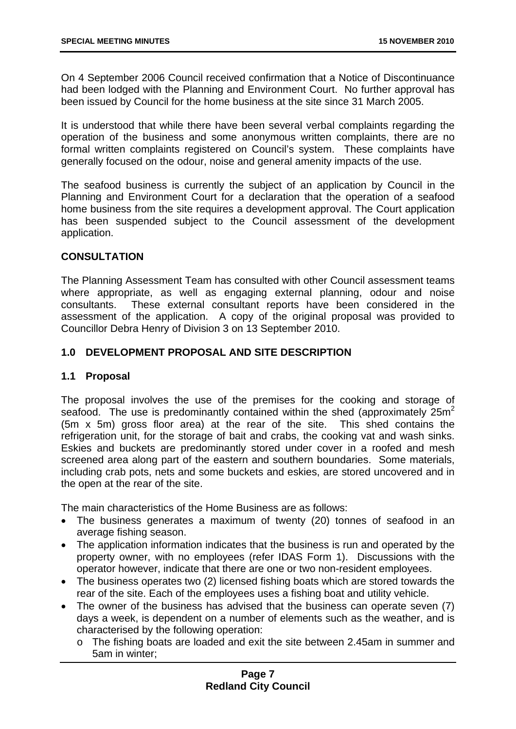On 4 September 2006 Council received confirmation that a Notice of Discontinuance had been lodged with the Planning and Environment Court. No further approval has been issued by Council for the home business at the site since 31 March 2005.

It is understood that while there have been several verbal complaints regarding the operation of the business and some anonymous written complaints, there are no formal written complaints registered on Council's system. These complaints have generally focused on the odour, noise and general amenity impacts of the use.

The seafood business is currently the subject of an application by Council in the Planning and Environment Court for a declaration that the operation of a seafood home business from the site requires a development approval. The Court application has been suspended subject to the Council assessment of the development application.

## CONSULTATION

The Planning Assessment Team has consulted with other Council assessment teams where appropriate, as well as engaging external planning, odour and noise consultants. These external consultant reports have been considered in the assessment of the application. A copy of the original proposal was provided to Councillor Debra Henry of Division 3 on 13 September 2010.

## 1.0 DEVELOPMENT PROPOSAL AND SITE DESCRIPTION

### 1.1 Proposal

The proposal involves the use of the premises for the cooking and storage of seafood. The use is predominantly contained within the shed (approximately $25m^2$ (5m x 5m) gross floor area) at the rear of the site. This shed contains the refrigeration unit, for the storage of bait and crabs, the cooking vat and wash sinks. Eskies and buckets are predominantly stored under cover in a roofed and mesh screened area along part of the eastern and southern boundaries. Some materials, including crab pots, nets and some buckets and eskies, are stored uncovered and in the open at the rear of the site.

The main characteristics of the Home Business are as follows:

- The business generates a maximum of twenty (20) tonnes of seafood in an average fishing season.
- The application information indicates that the business is run and operated by the property owner, with no employees (refer IDAS Form 1). Discussions with the operator however, indicate that there are one or two non-resident employees.
- The business operates two (2) licensed fishing boats which are stored towards the rear of the site. Each of the employees uses a fishing boat and utility vehicle.
- The owner of the business has advised that the business can operate seven (7) days a week, is dependent on a number of elements such as the weather, and is characterised by the following operation:
  - The fishing boats are loaded and exit the site between 2.45am in summer and 5am in winter;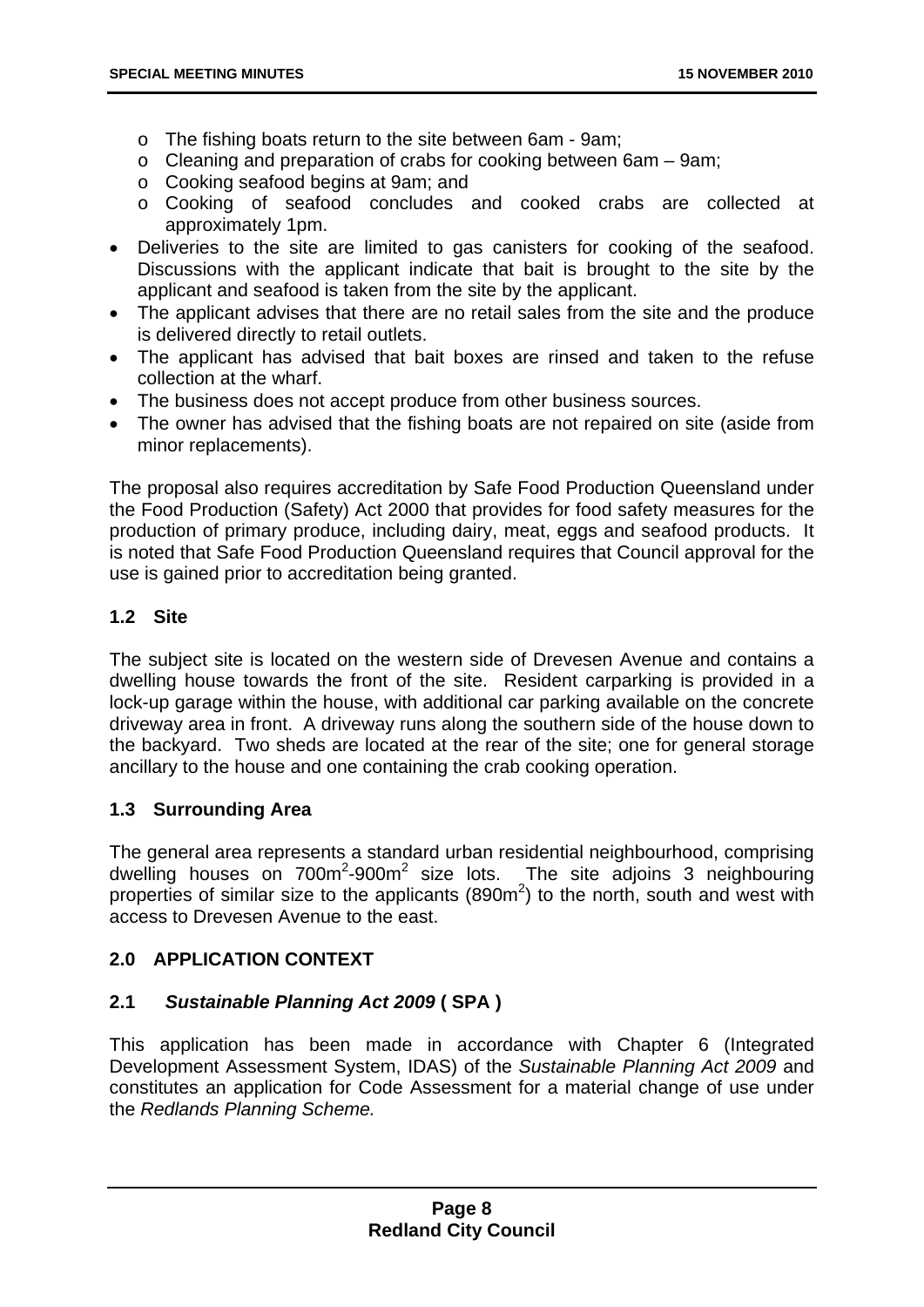- The fishing boats return to the site between 6am - 9am;
  - Cleaning and preparation of crabs for cooking between 6am – 9am;
  - Cooking seafood begins at 9am; and
  - Cooking of seafood concludes and cooked crabs are collected at approximately 1pm.
- Deliveries to the site are limited to gas canisters for cooking of the seafood. Discussions with the applicant indicate that bait is brought to the site by the applicant and seafood is taken from the site by the applicant.
- The applicant advises that there are no retail sales from the site and the produce is delivered directly to retail outlets.
- The applicant has advised that bait boxes are rinsed and taken to the refuse collection at the wharf.
- The business does not accept produce from other business sources.
- The owner has advised that the fishing boats are not repaired on site (aside from minor replacements).

The proposal also requires accreditation by Safe Food Production Queensland under the Food Production (Safety) Act 2000 that provides for food safety measures for the production of primary produce, including dairy, meat, eggs and seafood products. It is noted that Safe Food Production Queensland requires that Council approval for the use is gained prior to accreditation being granted.

### 1.2 Site

The subject site is located on the western side of Drevesen Avenue and contains a dwelling house towards the front of the site. Resident carparking is provided in a lock-up garage within the house, with additional car parking available on the concrete driveway area in front. A driveway runs along the southern side of the house down to the backyard. Two sheds are located at the rear of the site; one for general storage ancillary to the house and one containing the crab cooking operation.

### 1.3 Surrounding Area

The general area represents a standard urban residential neighbourhood, comprising dwelling houses on $700m^2$-$900m^2$ size lots. The site adjoins 3 neighbouring properties of similar size to the applicants ($890m^2$) to the north, south and west with access to Drevesen Avenue to the east.

## 2.0 APPLICATION CONTEXT

### 2.1 *Sustainable Planning Act 2009* ( SPA )

This application has been made in accordance with Chapter 6 (Integrated Development Assessment System, IDAS) of the *Sustainable Planning Act 2009* and constitutes an application for Code Assessment for a material change of use under the *Redlands Planning Scheme.*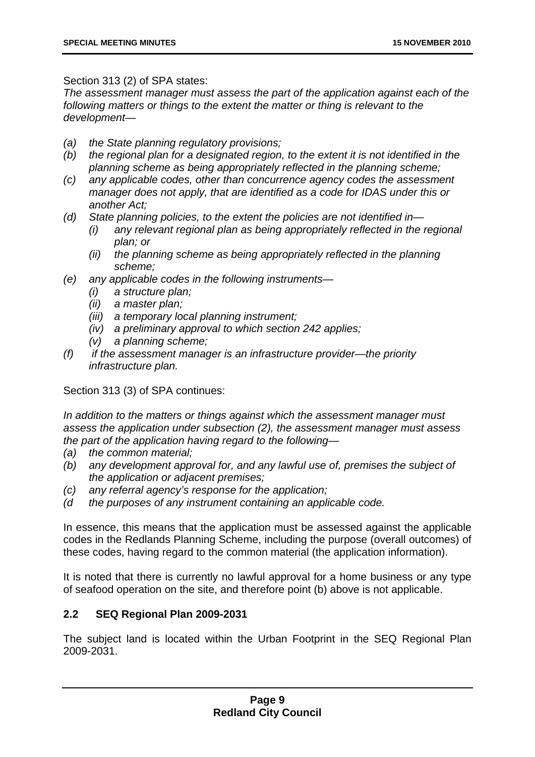Section 313 (2) of SPA states:
*The assessment manager must assess the part of the application against each of the following matters or things to the extent the matter or thing is relevant to the development—*

- *(a) the State planning regulatory provisions;*
- *(b) the regional plan for a designated region, to the extent it is not identified in the planning scheme as being appropriately reflected in the planning scheme;*
- *(c) any applicable codes, other than concurrence agency codes the assessment manager does not apply, that are identified as a code for IDAS under this or another Act;*
- *(d) State planning policies, to the extent the policies are not identified in—*
    - *(i) any relevant regional plan as being appropriately reflected in the regional plan; or*
    - *(ii) the planning scheme as being appropriately reflected in the planning scheme;*
- *(e) any applicable codes in the following instruments—*
    - *(i) a structure plan;*
    - *(ii) a master plan;*
    - *(iii) a temporary local planning instrument;*
    - *(iv) a preliminary approval to which section 242 applies;*
    - *(v) a planning scheme;*
- *(f) if the assessment manager is an infrastructure provider—the priority infrastructure plan.*

Section 313 (3) of SPA continues:

*In addition to the matters or things against which the assessment manager must assess the application under subsection (2), the assessment manager must assess the part of the application having regard to the following—*
- *(a) the common material;*
- *(b) any development approval for, and any lawful use of, premises the subject of the application or adjacent premises;*
- *(c) any referral agency's response for the application;*
- *(d the purposes of any instrument containing an applicable code.*

In essence, this means that the application must be assessed against the applicable codes in the Redlands Planning Scheme, including the purpose (overall outcomes) of these codes, having regard to the common material (the application information).

It is noted that there is currently no lawful approval for a home business or any type of seafood operation on the site, and therefore point (b) above is not applicable.

## 2.2 SEQ Regional Plan 2009-2031

The subject land is located within the Urban Footprint in the SEQ Regional Plan 2009-2031.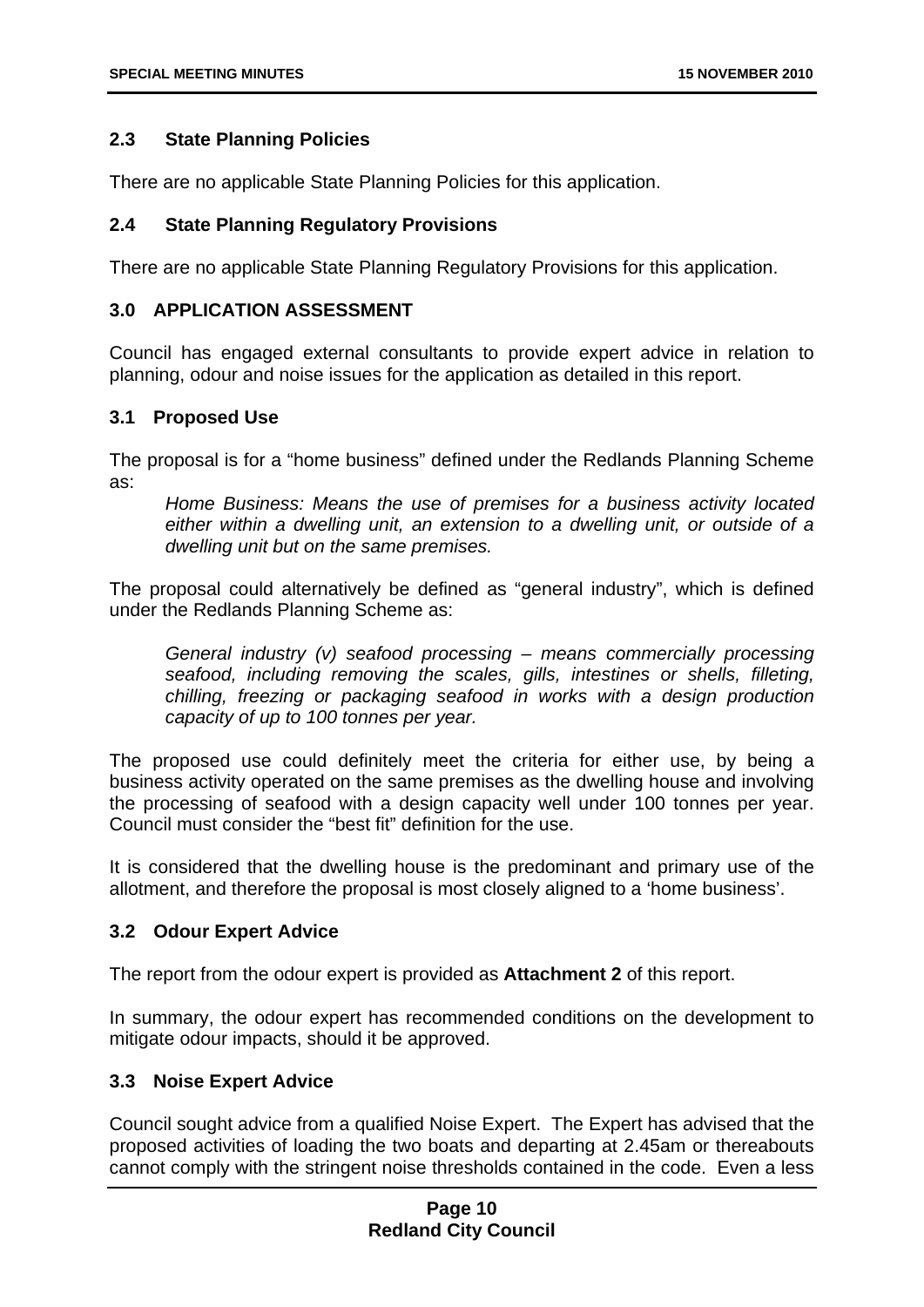## 2.3 State Planning Policies

There are no applicable State Planning Policies for this application.

## 2.4 State Planning Regulatory Provisions

There are no applicable State Planning Regulatory Provisions for this application.

## 3.0 APPLICATION ASSESSMENT

Council has engaged external consultants to provide expert advice in relation to planning, odour and noise issues for the application as detailed in this report.

## 3.1 Proposed Use

The proposal is for a "home business" defined under the Redlands Planning Scheme as:

> *Home Business: Means the use of premises for a business activity located either within a dwelling unit, an extension to a dwelling unit, or outside of a dwelling unit but on the same premises.*

The proposal could alternatively be defined as "general industry", which is defined under the Redlands Planning Scheme as:

> *General industry (v) seafood processing – means commercially processing seafood, including removing the scales, gills, intestines or shells, filleting, chilling, freezing or packaging seafood in works with a design production capacity of up to 100 tonnes per year.*

The proposed use could definitely meet the criteria for either use, by being a business activity operated on the same premises as the dwelling house and involving the processing of seafood with a design capacity well under 100 tonnes per year. Council must consider the "best fit" definition for the use.

It is considered that the dwelling house is the predominant and primary use of the allotment, and therefore the proposal is most closely aligned to a 'home business'.

## 3.2 Odour Expert Advice

The report from the odour expert is provided as **Attachment 2** of this report.

In summary, the odour expert has recommended conditions on the development to mitigate odour impacts, should it be approved.

## 3.3 Noise Expert Advice

Council sought advice from a qualified Noise Expert. The Expert has advised that the proposed activities of loading the two boats and departing at 2.45am or thereabouts cannot comply with the stringent noise thresholds contained in the code. Even a less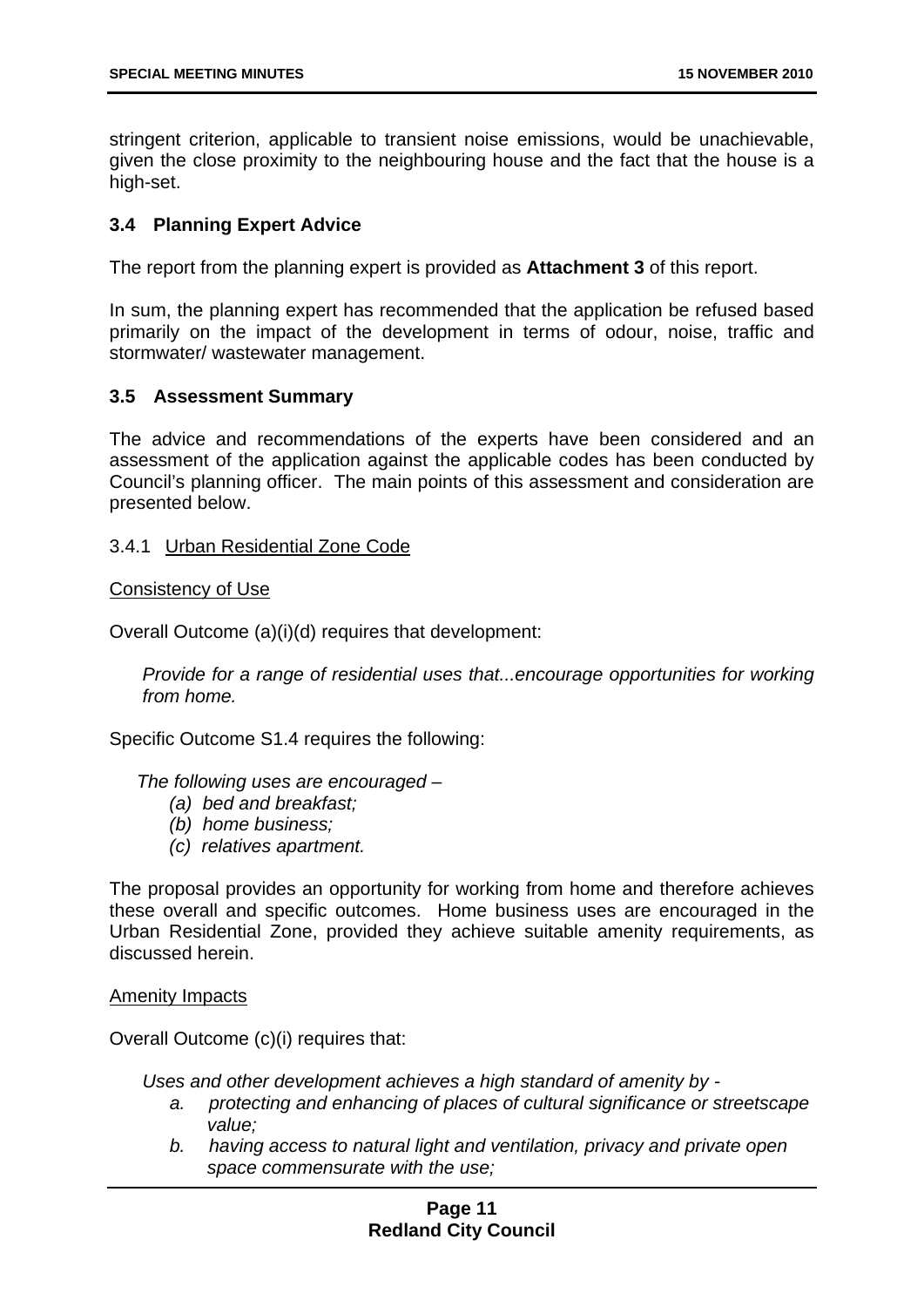stringent criterion, applicable to transient noise emissions, would be unachievable, given the close proximity to the neighbouring house and the fact that the house is a high-set.

### 3.4 Planning Expert Advice

The report from the planning expert is provided as **Attachment 3** of this report.

In sum, the planning expert has recommended that the application be refused based primarily on the impact of the development in terms of odour, noise, traffic and stormwater/ wastewater management.

### 3.5 Assessment Summary

The advice and recommendations of the experts have been considered and an assessment of the application against the applicable codes has been conducted by Council's planning officer. The main points of this assessment and consideration are presented below.

3.4.1 Urban Residential Zone Code

Consistency of Use

Overall Outcome (a)(i)(d) requires that development:

> *Provide for a range of residential uses that...encourage opportunities for working from home.*

Specific Outcome S1.4 requires the following:

> *The following uses are encouraged –*
> *(a) bed and breakfast;*
> *(b) home business;*
> *(c) relatives apartment.*

The proposal provides an opportunity for working from home and therefore achieves these overall and specific outcomes. Home business uses are encouraged in the Urban Residential Zone, provided they achieve suitable amenity requirements, as discussed herein.

Amenity Impacts

Overall Outcome (c)(i) requires that:

> *Uses and other development achieves a high standard of amenity by -*
> *a. protecting and enhancing of places of cultural significance or streetscape value;*
> *b. having access to natural light and ventilation, privacy and private open space commensurate with the use;*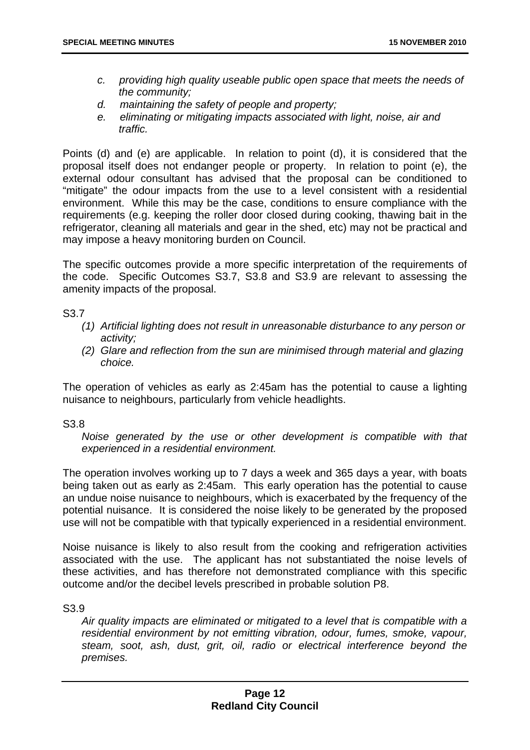- c. *providing high quality useable public open space that meets the needs of the community;*
- d. *maintaining the safety of people and property;*
- e. *eliminating or mitigating impacts associated with light, noise, air and traffic.*

Points (d) and (e) are applicable. In relation to point (d), it is considered that the proposal itself does not endanger people or property. In relation to point (e), the external odour consultant has advised that the proposal can be conditioned to "mitigate" the odour impacts from the use to a level consistent with a residential environment. While this may be the case, conditions to ensure compliance with the requirements (e.g. keeping the roller door closed during cooking, thawing bait in the refrigerator, cleaning all materials and gear in the shed, etc) may not be practical and may impose a heavy monitoring burden on Council.

The specific outcomes provide a more specific interpretation of the requirements of the code. Specific Outcomes S3.7, S3.8 and S3.9 are relevant to assessing the amenity impacts of the proposal.

S3.7

- *(1) Artificial lighting does not result in unreasonable disturbance to any person or activity;*
- *(2) Glare and reflection from the sun are minimised through material and glazing choice.*

The operation of vehicles as early as 2:45am has the potential to cause a lighting nuisance to neighbours, particularly from vehicle headlights.

S3.8

*Noise generated by the use or other development is compatible with that experienced in a residential environment.*

The operation involves working up to 7 days a week and 365 days a year, with boats being taken out as early as 2:45am. This early operation has the potential to cause an undue noise nuisance to neighbours, which is exacerbated by the frequency of the potential nuisance. It is considered the noise likely to be generated by the proposed use will not be compatible with that typically experienced in a residential environment.

Noise nuisance is likely to also result from the cooking and refrigeration activities associated with the use. The applicant has not substantiated the noise levels of these activities, and has therefore not demonstrated compliance with this specific outcome and/or the decibel levels prescribed in probable solution P8.

S3.9

*Air quality impacts are eliminated or mitigated to a level that is compatible with a residential environment by not emitting vibration, odour, fumes, smoke, vapour, steam, soot, ash, dust, grit, oil, radio or electrical interference beyond the premises.*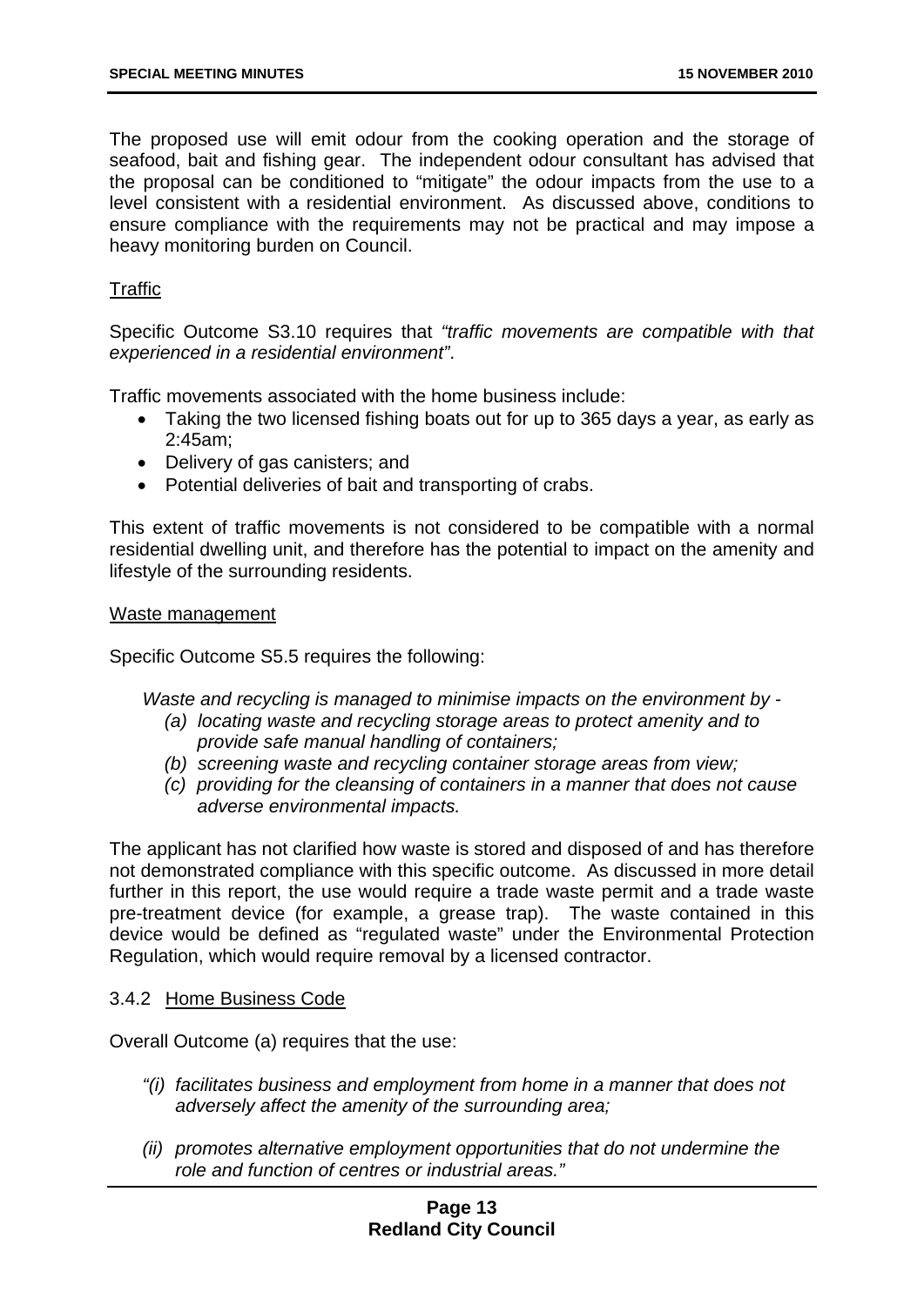The proposed use will emit odour from the cooking operation and the storage of seafood, bait and fishing gear. The independent odour consultant has advised that the proposal can be conditioned to "mitigate" the odour impacts from the use to a level consistent with a residential environment. As discussed above, conditions to ensure compliance with the requirements may not be practical and may impose a heavy monitoring burden on Council.

Traffic

Specific Outcome S3.10 requires that *"traffic movements are compatible with that experienced in a residential environment"*.

Traffic movements associated with the home business include:

- Taking the two licensed fishing boats out for up to 365 days a year, as early as 2:45am;
- Delivery of gas canisters; and
- Potential deliveries of bait and transporting of crabs.

This extent of traffic movements is not considered to be compatible with a normal residential dwelling unit, and therefore has the potential to impact on the amenity and lifestyle of the surrounding residents.

Waste management

Specific Outcome S5.5 requires the following:

*Waste and recycling is managed to minimise impacts on the environment by -*

*(a) locating waste and recycling storage areas to protect amenity and to provide safe manual handling of containers;*

*(b) screening waste and recycling container storage areas from view;*

*(c) providing for the cleansing of containers in a manner that does not cause adverse environmental impacts.*

The applicant has not clarified how waste is stored and disposed of and has therefore not demonstrated compliance with this specific outcome. As discussed in more detail further in this report, the use would require a trade waste permit and a trade waste pre-treatment device (for example, a grease trap). The waste contained in this device would be defined as "regulated waste" under the Environmental Protection Regulation, which would require removal by a licensed contractor.

3.4.2 Home Business Code

Overall Outcome (a) requires that the use:

*"(i) facilitates business and employment from home in a manner that does not adversely affect the amenity of the surrounding area;*

*(ii) promotes alternative employment opportunities that do not undermine the role and function of centres or industrial areas."*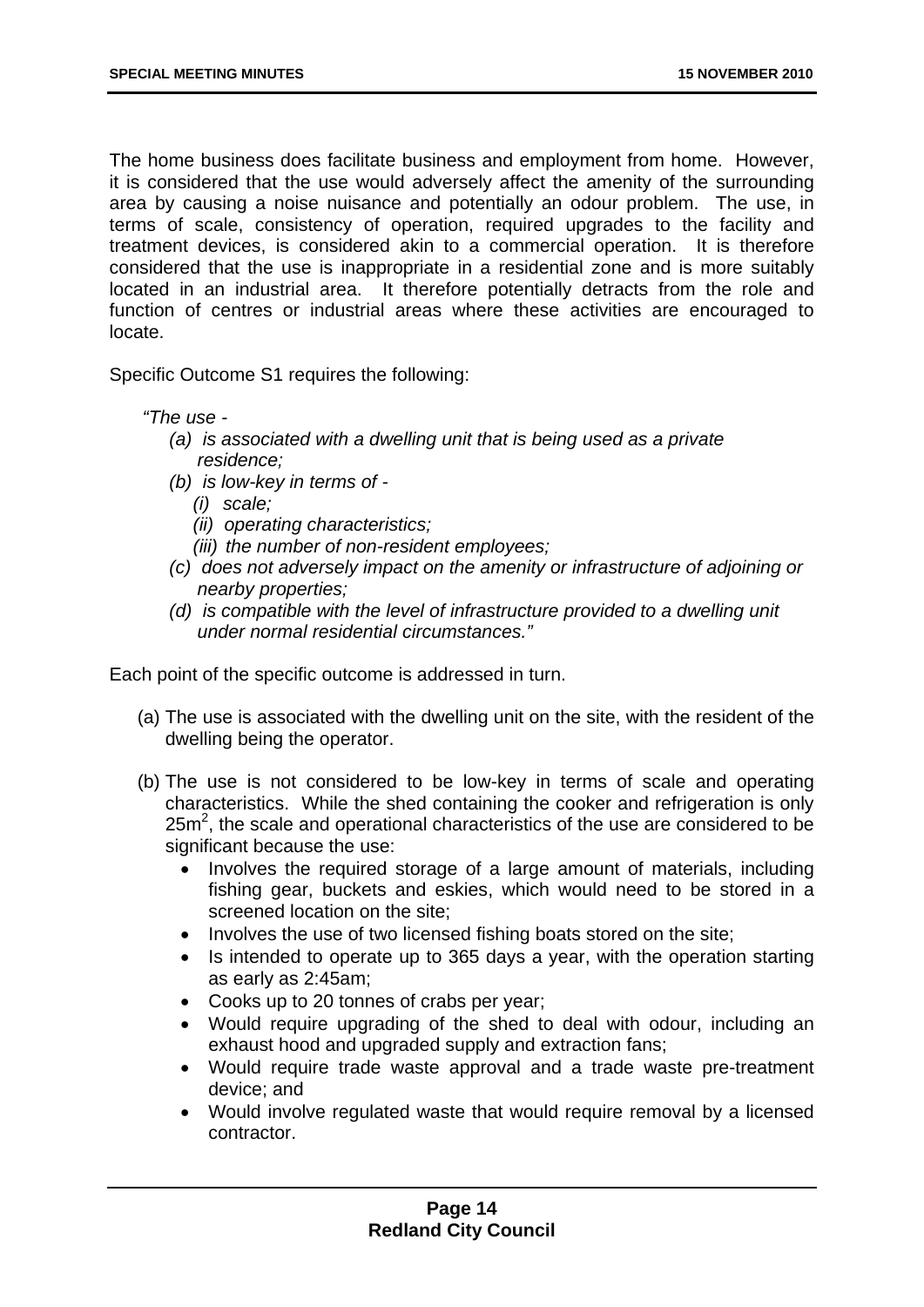The home business does facilitate business and employment from home. However, it is considered that the use would adversely affect the amenity of the surrounding area by causing a noise nuisance and potentially an odour problem. The use, in terms of scale, consistency of operation, required upgrades to the facility and treatment devices, is considered akin to a commercial operation. It is therefore considered that the use is inappropriate in a residential zone and is more suitably located in an industrial area. It therefore potentially detracts from the role and function of centres or industrial areas where these activities are encouraged to locate.

Specific Outcome S1 requires the following:

*"The use -*

- *(a) is associated with a dwelling unit that is being used as a private residence;*
- *(b) is low-key in terms of -*
  - *(i) scale;*
  - *(ii) operating characteristics;*
  - *(iii) the number of non-resident employees;*
- *(c) does not adversely impact on the amenity or infrastructure of adjoining or nearby properties;*
- *(d) is compatible with the level of infrastructure provided to a dwelling unit under normal residential circumstances."*

Each point of the specific outcome is addressed in turn.

(a) The use is associated with the dwelling unit on the site, with the resident of the dwelling being the operator.

(b) The use is not considered to be low-key in terms of scale and operating characteristics. While the shed containing the cooker and refrigeration is only 25m$^2$, the scale and operational characteristics of the use are considered to be significant because the use:

- Involves the required storage of a large amount of materials, including fishing gear, buckets and eskies, which would need to be stored in a screened location on the site;
- Involves the use of two licensed fishing boats stored on the site;
- Is intended to operate up to 365 days a year, with the operation starting as early as 2:45am;
- Cooks up to 20 tonnes of crabs per year;
- Would require upgrading of the shed to deal with odour, including an exhaust hood and upgraded supply and extraction fans;
- Would require trade waste approval and a trade waste pre-treatment device; and
- Would involve regulated waste that would require removal by a licensed contractor.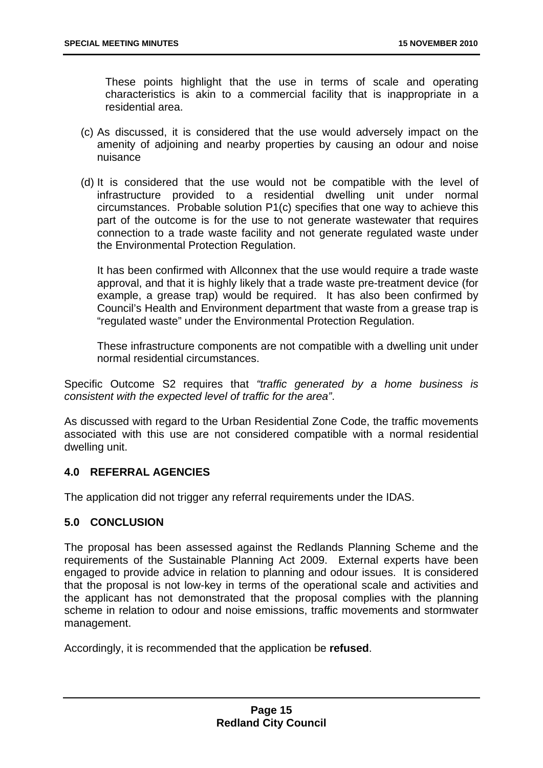These points highlight that the use in terms of scale and operating characteristics is akin to a commercial facility that is inappropriate in a residential area.

(c) As discussed, it is considered that the use would adversely impact on the amenity of adjoining and nearby properties by causing an odour and noise nuisance

(d) It is considered that the use would not be compatible with the level of infrastructure provided to a residential dwelling unit under normal circumstances. Probable solution P1(c) specifies that one way to achieve this part of the outcome is for the use to not generate wastewater that requires connection to a trade waste facility and not generate regulated waste under the Environmental Protection Regulation.

It has been confirmed with Allconnex that the use would require a trade waste approval, and that it is highly likely that a trade waste pre-treatment device (for example, a grease trap) would be required. It has also been confirmed by Council's Health and Environment department that waste from a grease trap is "regulated waste" under the Environmental Protection Regulation.

These infrastructure components are not compatible with a dwelling unit under normal residential circumstances.

Specific Outcome S2 requires that *"traffic generated by a home business is consistent with the expected level of traffic for the area"*.

As discussed with regard to the Urban Residential Zone Code, the traffic movements associated with this use are not considered compatible with a normal residential dwelling unit.

## 4.0 REFERRAL AGENCIES

The application did not trigger any referral requirements under the IDAS.

## 5.0 CONCLUSION

The proposal has been assessed against the Redlands Planning Scheme and the requirements of the Sustainable Planning Act 2009. External experts have been engaged to provide advice in relation to planning and odour issues. It is considered that the proposal is not low-key in terms of the operational scale and activities and the applicant has not demonstrated that the proposal complies with the planning scheme in relation to odour and noise emissions, traffic movements and stormwater management.

Accordingly, it is recommended that the application be **refused**.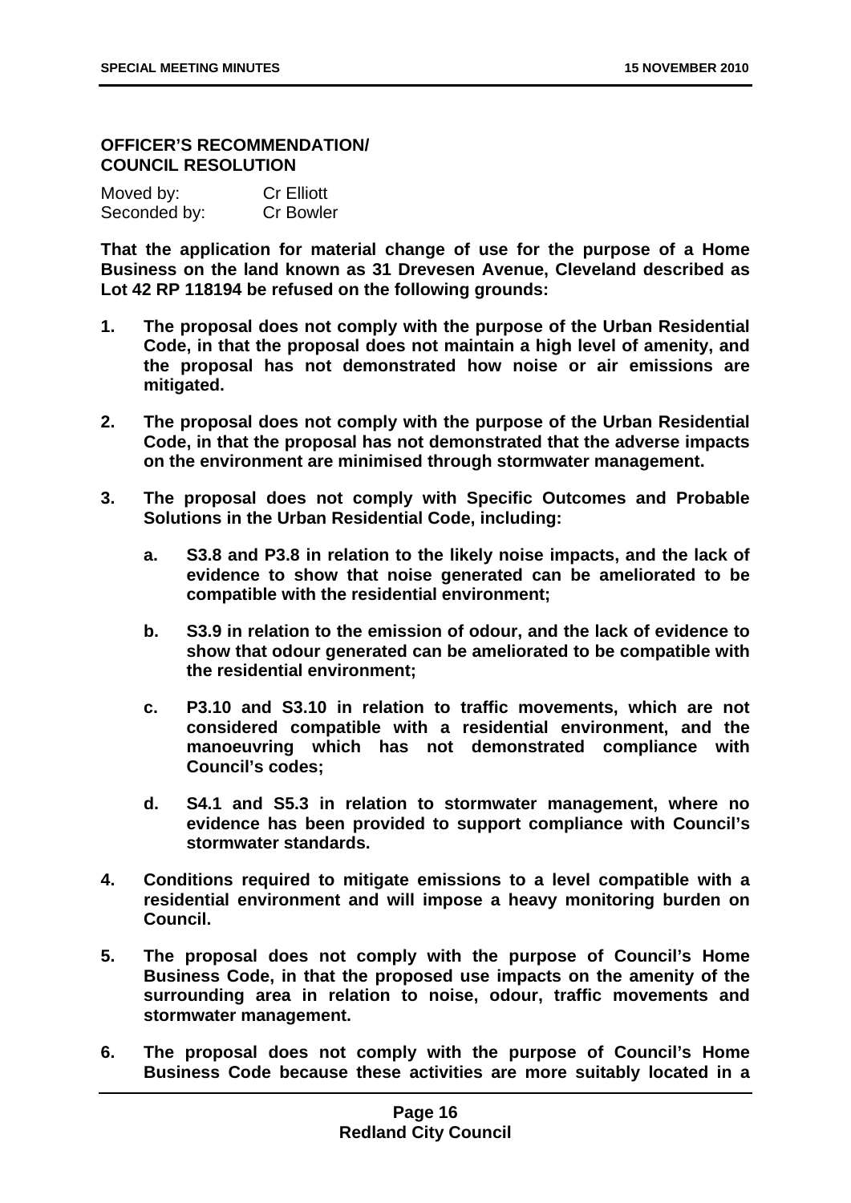**OFFICER'S RECOMMENDATION/
COUNCIL RESOLUTION**

Moved by: Cr Elliott
Seconded by: Cr Bowler

**That the application for material change of use for the purpose of a Home Business on the land known as 31 Drevesen Avenue, Cleveland described as Lot 42 RP 118194 be refused on the following grounds:**

1. **The proposal does not comply with the purpose of the Urban Residential Code, in that the proposal does not maintain a high level of amenity, and the proposal has not demonstrated how noise or air emissions are mitigated.**

2. **The proposal does not comply with the purpose of the Urban Residential Code, in that the proposal has not demonstrated that the adverse impacts on the environment are minimised through stormwater management.**

3. **The proposal does not comply with Specific Outcomes and Probable Solutions in the Urban Residential Code, including:**

    a. **S3.8 and P3.8 in relation to the likely noise impacts, and the lack of evidence to show that noise generated can be ameliorated to be compatible with the residential environment;**

    b. **S3.9 in relation to the emission of odour, and the lack of evidence to show that odour generated can be ameliorated to be compatible with the residential environment;**

    c. **P3.10 and S3.10 in relation to traffic movements, which are not considered compatible with a residential environment, and the manoeuvring which has not demonstrated compliance with Council's codes;**

    d. **S4.1 and S5.3 in relation to stormwater management, where no evidence has been provided to support compliance with Council's stormwater standards.**

4. **Conditions required to mitigate emissions to a level compatible with a residential environment and will impose a heavy monitoring burden on Council.**

5. **The proposal does not comply with the purpose of Council's Home Business Code, in that the proposed use impacts on the amenity of the surrounding area in relation to noise, odour, traffic movements and stormwater management.**

6. **The proposal does not comply with the purpose of Council's Home Business Code because these activities are more suitably located in a**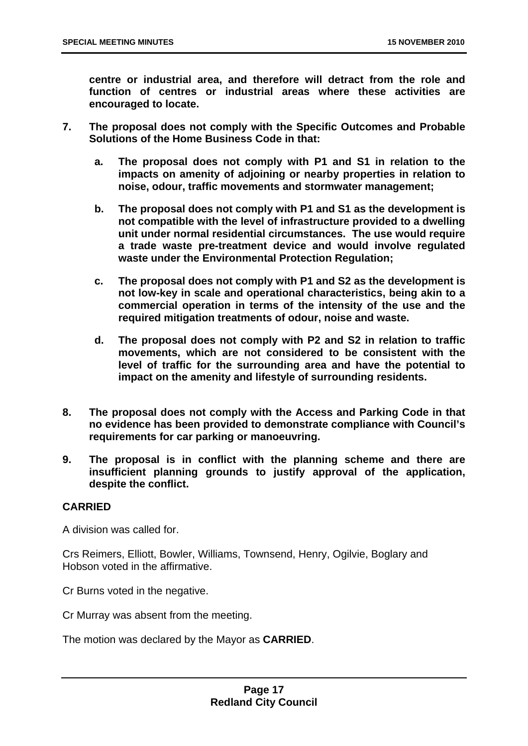**centre or industrial area, and therefore will detract from the role and function of centres or industrial areas where these activities are encouraged to locate.**

7. **The proposal does not comply with the Specific Outcomes and Probable Solutions of the Home Business Code in that:**

    a. **The proposal does not comply with P1 and S1 in relation to the impacts on amenity of adjoining or nearby properties in relation to noise, odour, traffic movements and stormwater management;**

    b. **The proposal does not comply with P1 and S1 as the development is not compatible with the level of infrastructure provided to a dwelling unit under normal residential circumstances. The use would require a trade waste pre-treatment device and would involve regulated waste under the Environmental Protection Regulation;**

    c. **The proposal does not comply with P1 and S2 as the development is not low-key in scale and operational characteristics, being akin to a commercial operation in terms of the intensity of the use and the required mitigation treatments of odour, noise and waste.**

    d. **The proposal does not comply with P2 and S2 in relation to traffic movements, which are not considered to be consistent with the level of traffic for the surrounding area and have the potential to impact on the amenity and lifestyle of surrounding residents.**

8. **The proposal does not comply with the Access and Parking Code in that no evidence has been provided to demonstrate compliance with Council's requirements for car parking or manoeuvring.**

9. **The proposal is in conflict with the planning scheme and there are insufficient planning grounds to justify approval of the application, despite the conflict.**

**CARRIED**

A division was called for.

Crs Reimers, Elliott, Bowler, Williams, Townsend, Henry, Ogilvie, Boglary and Hobson voted in the affirmative.

Cr Burns voted in the negative.

Cr Murray was absent from the meeting.

The motion was declared by the Mayor as **CARRIED**.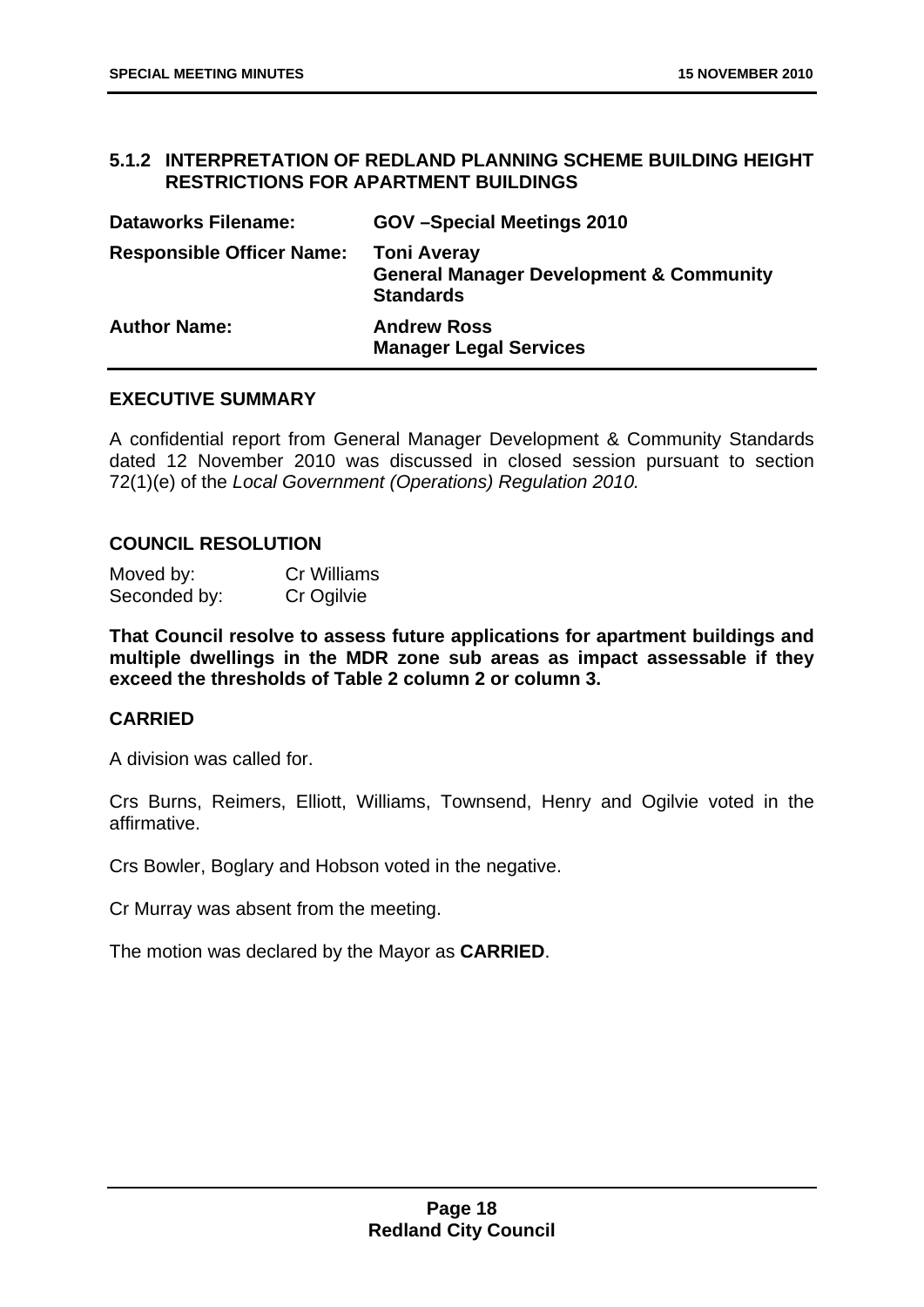## 5.1.2 INTERPRETATION OF REDLAND PLANNING SCHEME BUILDING HEIGHT RESTRICTIONS FOR APARTMENT BUILDINGS

| | |
|---|---|
| **Dataworks Filename:** | **GOV –Special Meetings 2010** |
| **Responsible Officer Name:** | **Toni Averay**<br>**General Manager Development & Community Standards** |
| **Author Name:** | **Andrew Ross**<br>**Manager Legal Services** |

### EXECUTIVE SUMMARY

A confidential report from General Manager Development & Community Standards dated 12 November 2010 was discussed in closed session pursuant to section 72(1)(e) of the *Local Government (Operations) Regulation 2010.*

### COUNCIL RESOLUTION

Moved by: Cr Williams
Seconded by: Cr Ogilvie

**That Council resolve to assess future applications for apartment buildings and multiple dwellings in the MDR zone sub areas as impact assessable if they exceed the thresholds of Table 2 column 2 or column 3.**

### CARRIED

A division was called for.

Crs Burns, Reimers, Elliott, Williams, Townsend, Henry and Ogilvie voted in the affirmative.

Crs Bowler, Boglary and Hobson voted in the negative.

Cr Murray was absent from the meeting.

The motion was declared by the Mayor as **CARRIED**.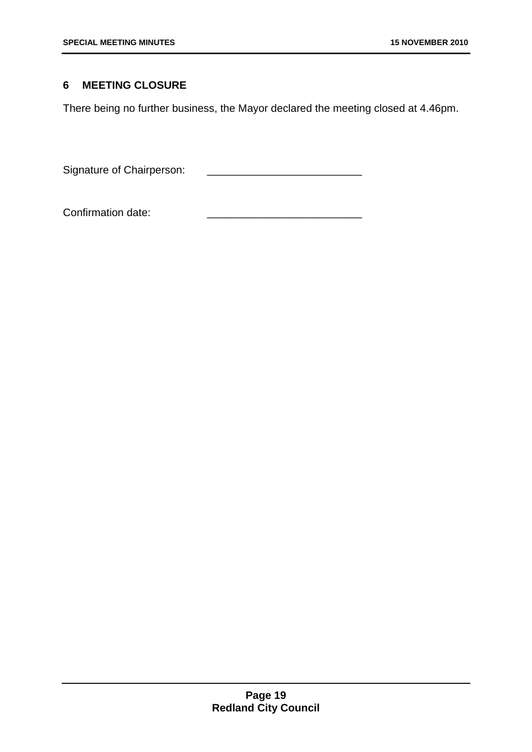## 6 MEETING CLOSURE

There being no further business, the Mayor declared the meeting closed at 4.46pm.

Signature of Chairperson: __________________________

Confirmation date: __________________________